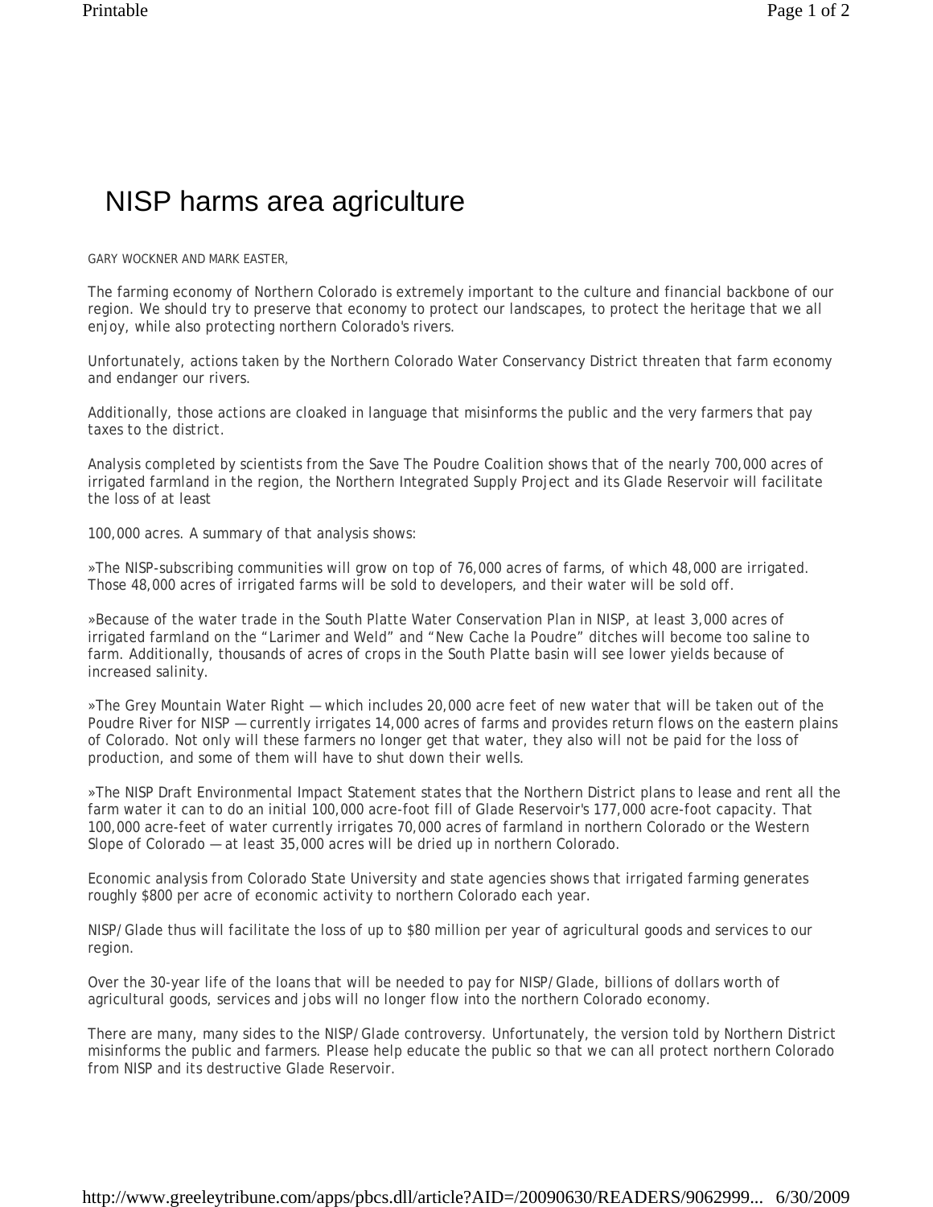# NISP harms area agriculture

GARY WOCKNER AND MARK EASTER,

The farming economy of Northern Colorado is extremely important to the culture and financial backbone of our region. We should try to preserve that economy to protect our landscapes, to protect the heritage that we all enjoy, while also protecting northern Colorado's rivers.

Unfortunately, actions taken by the Northern Colorado Water Conservancy District threaten that farm economy and endanger our rivers.

Additionally, those actions are cloaked in language that misinforms the public and the very farmers that pay taxes to the district.

Analysis completed by scientists from the Save The Poudre Coalition shows that of the nearly 700,000 acres of irrigated farmland in the region, the Northern Integrated Supply Project and its Glade Reservoir will facilitate the loss of at least

100,000 acres. A summary of that analysis shows:

»The NISP-subscribing communities will grow on top of 76,000 acres of farms, of which 48,000 are irrigated. Those 48,000 acres of irrigated farms will be sold to developers, and their water will be sold off.

»Because of the water trade in the South Platte Water Conservation Plan in NISP, at least 3,000 acres of irrigated farmland on the "Larimer and Weld" and "New Cache la Poudre" ditches will become too saline to farm. Additionally, thousands of acres of crops in the South Platte basin will see lower yields because of increased salinity.

»The Grey Mountain Water Right — which includes 20,000 acre feet of new water that will be taken out of the Poudre River for NISP — currently irrigates 14,000 acres of farms and provides return flows on the eastern plains of Colorado. Not only will these farmers no longer get that water, they also will not be paid for the loss of production, and some of them will have to shut down their wells.

»The NISP Draft Environmental Impact Statement states that the Northern District plans to lease and rent all the farm water it can to do an initial 100,000 acre-foot fill of Glade Reservoir's 177,000 acre-foot capacity. That 100,000 acre-feet of water currently irrigates 70,000 acres of farmland in northern Colorado or the Western Slope of Colorado — at least 35,000 acres will be dried up in northern Colorado.

Economic analysis from Colorado State University and state agencies shows that irrigated farming generates roughly $800 per acre of economic activity to northern Colorado each year.

NISP/Glade thus will facilitate the loss of up to $80 million per year of agricultural goods and services to our region.

Over the 30-year life of the loans that will be needed to pay for NISP/Glade, billions of dollars worth of agricultural goods, services and jobs will no longer flow into the northern Colorado economy.

There are many, many sides to the NISP/Glade controversy. Unfortunately, the version told by Northern District misinforms the public and farmers. Please help educate the public so that we can all protect northern Colorado from NISP and its destructive Glade Reservoir.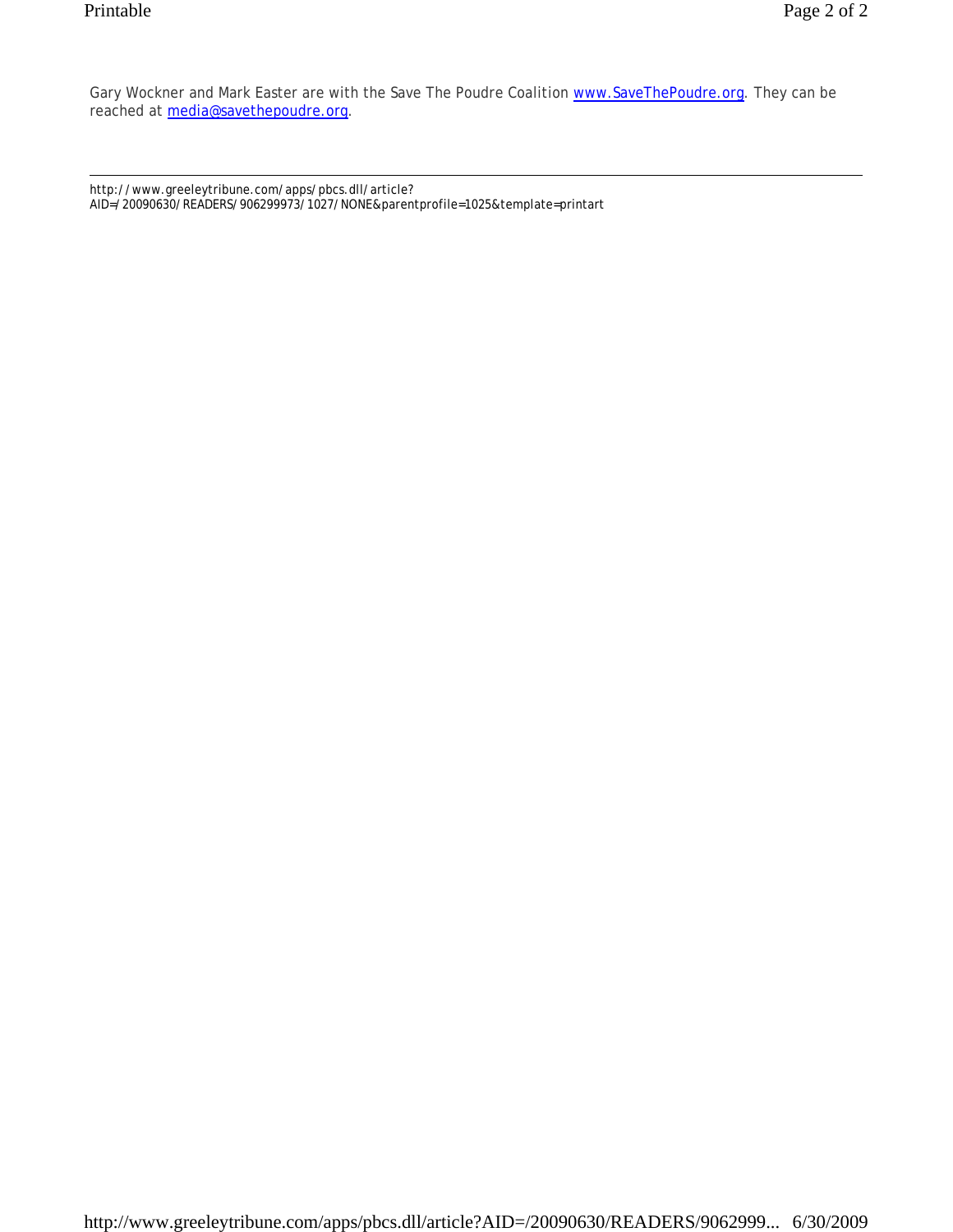Gary Wockner and Mark Easter are with the Save The Poudre Coalition [www.SaveThePoudre.org](http://www.SaveThePoudre.org). They can be reached at [media@savethepoudre.org](mailto:media@savethepoudre.org).

---

http://www.greeleytribune.com/apps/pbcs.dll/article?AID=/20090630/READERS/906299973/1027/NONE&parentprofile=1025&template=printart